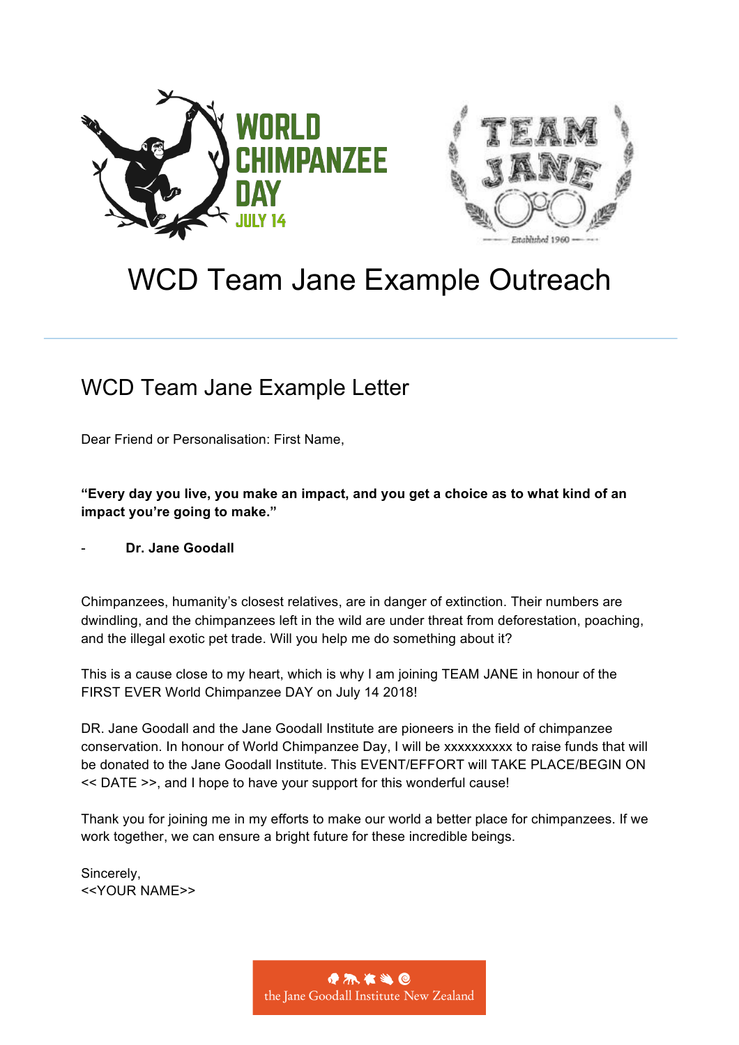# WCD Team Jane Example Outreach

---

## WCD Team Jane Example Letter

Dear Friend or Personalisation: First Name,

**"Every day you live, you make an impact, and you get a choice as to what kind of an impact you're going to make."**

- **Dr. Jane Goodall**

Chimpanzees, humanity's closest relatives, are in danger of extinction. Their numbers are dwindling, and the chimpanzees left in the wild are under threat from deforestation, poaching, and the illegal exotic pet trade. Will you help me do something about it?

This is a cause close to my heart, which is why I am joining TEAM JANE in honour of the FIRST EVER World Chimpanzee DAY on July 14 2018!

DR. Jane Goodall and the Jane Goodall Institute are pioneers in the field of chimpanzee conservation. In honour of World Chimpanzee Day, I will be xxxxxxxxxx to raise funds that will be donated to the Jane Goodall Institute. This EVENT/EFFORT will TAKE PLACE/BEGIN ON << DATE >>, and I hope to have your support for this wonderful cause!

Thank you for joining me in my efforts to make our world a better place for chimpanzees. If we work together, we can ensure a bright future for these incredible beings.

Sincerely,
<<YOUR NAME>>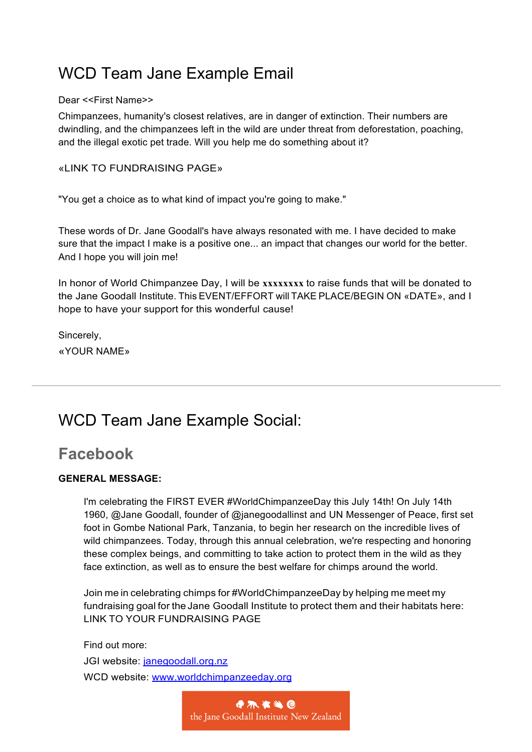# WCD Team Jane Example Email

Dear <<First Name>>

Chimpanzees, humanity's closest relatives, are in danger of extinction. Their numbers are dwindling, and the chimpanzees left in the wild are under threat from deforestation, poaching, and the illegal exotic pet trade. Will you help me do something about it?

«LINK TO FUNDRAISING PAGE»

"You get a choice as to what kind of impact you're going to make."

These words of Dr. Jane Goodall's have always resonated with me. I have decided to make sure that the impact I make is a positive one... an impact that changes our world for the better. And I hope you will join me!

In honor of World Chimpanzee Day, I will be **xxxxxxxx** to raise funds that will be donated to the Jane Goodall Institute. This EVENT/EFFORT will TAKE PLACE/BEGIN ON «DATE», and I hope to have your support for this wonderful cause!

Sincerely,
«YOUR NAME»

---

# WCD Team Jane Example Social:

## Facebook

**GENERAL MESSAGE:**

I'm celebrating the FIRST EVER #WorldChimpanzeeDay this July 14th! On July 14th 1960, @Jane Goodall, founder of @janegoodallinst and UN Messenger of Peace, first set foot in Gombe National Park, Tanzania, to begin her research on the incredible lives of wild chimpanzees. Today, through this annual celebration, we're respecting and honoring these complex beings, and committing to take action to protect them in the wild as they face extinction, as well as to ensure the best welfare for chimps around the world.

Join me in celebrating chimps for #WorldChimpanzeeDay by helping me meet my fundraising goal for the Jane Goodall Institute to protect them and their habitats here: LINK TO YOUR FUNDRAISING PAGE

Find out more:

JGI website: janegoodall.org.nz

WCD website: www.worldchimpanzeeday.org

the Jane Goodall Institute New Zealand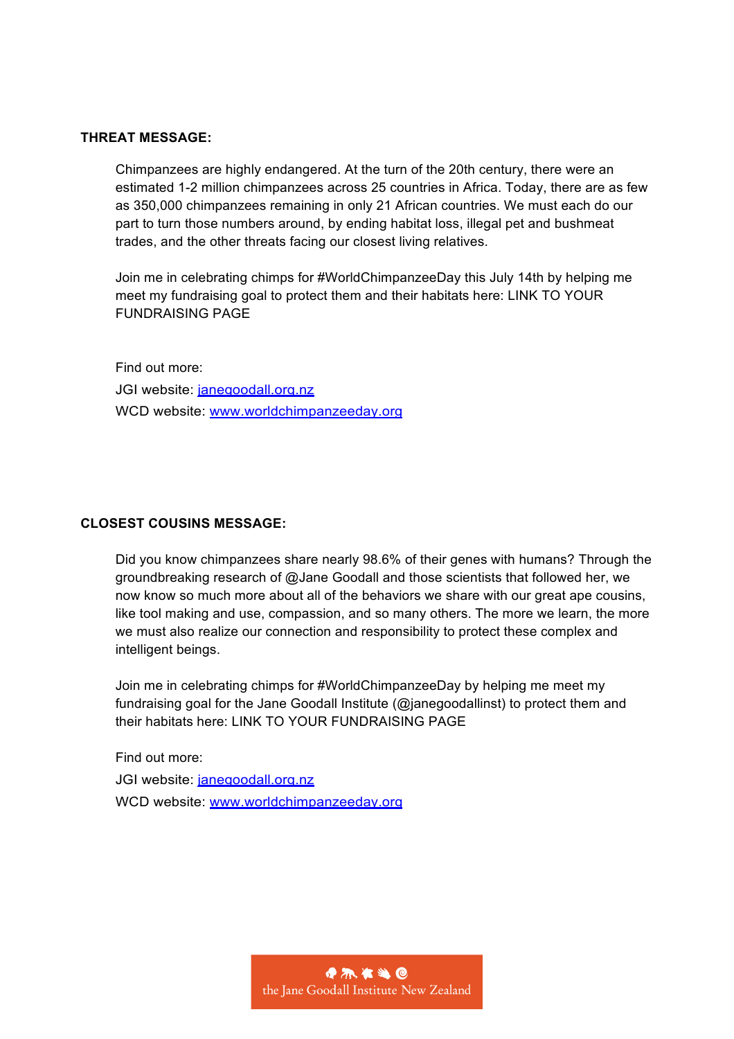**THREAT MESSAGE:**

Chimpanzees are highly endangered. At the turn of the 20th century, there were an estimated 1-2 million chimpanzees across 25 countries in Africa. Today, there are as few as 350,000 chimpanzees remaining in only 21 African countries. We must each do our part to turn those numbers around, by ending habitat loss, illegal pet and bushmeat trades, and the other threats facing our closest living relatives.

Join me in celebrating chimps for #WorldChimpanzeeDay this July 14th by helping me meet my fundraising goal to protect them and their habitats here: LINK TO YOUR FUNDRAISING PAGE

Find out more:

JGI website: [janegoodall.org.nz](janegoodall.org.nz)

WCD website: [www.worldchimpanzeeday.org](www.worldchimpanzeeday.org)

**CLOSEST COUSINS MESSAGE:**

Did you know chimpanzees share nearly 98.6% of their genes with humans? Through the groundbreaking research of @Jane Goodall and those scientists that followed her, we now know so much more about all of the behaviors we share with our great ape cousins, like tool making and use, compassion, and so many others. The more we learn, the more we must also realize our connection and responsibility to protect these complex and intelligent beings.

Join me in celebrating chimps for #WorldChimpanzeeDay by helping me meet my fundraising goal for the Jane Goodall Institute (@janegoodallinst) to protect them and their habitats here: LINK TO YOUR FUNDRAISING PAGE

Find out more:

JGI website: [janegoodall.org.nz](janegoodall.org.nz)

WCD website: [www.worldchimpanzeeday.org](www.worldchimpanzeeday.org)

the Jane Goodall Institute New Zealand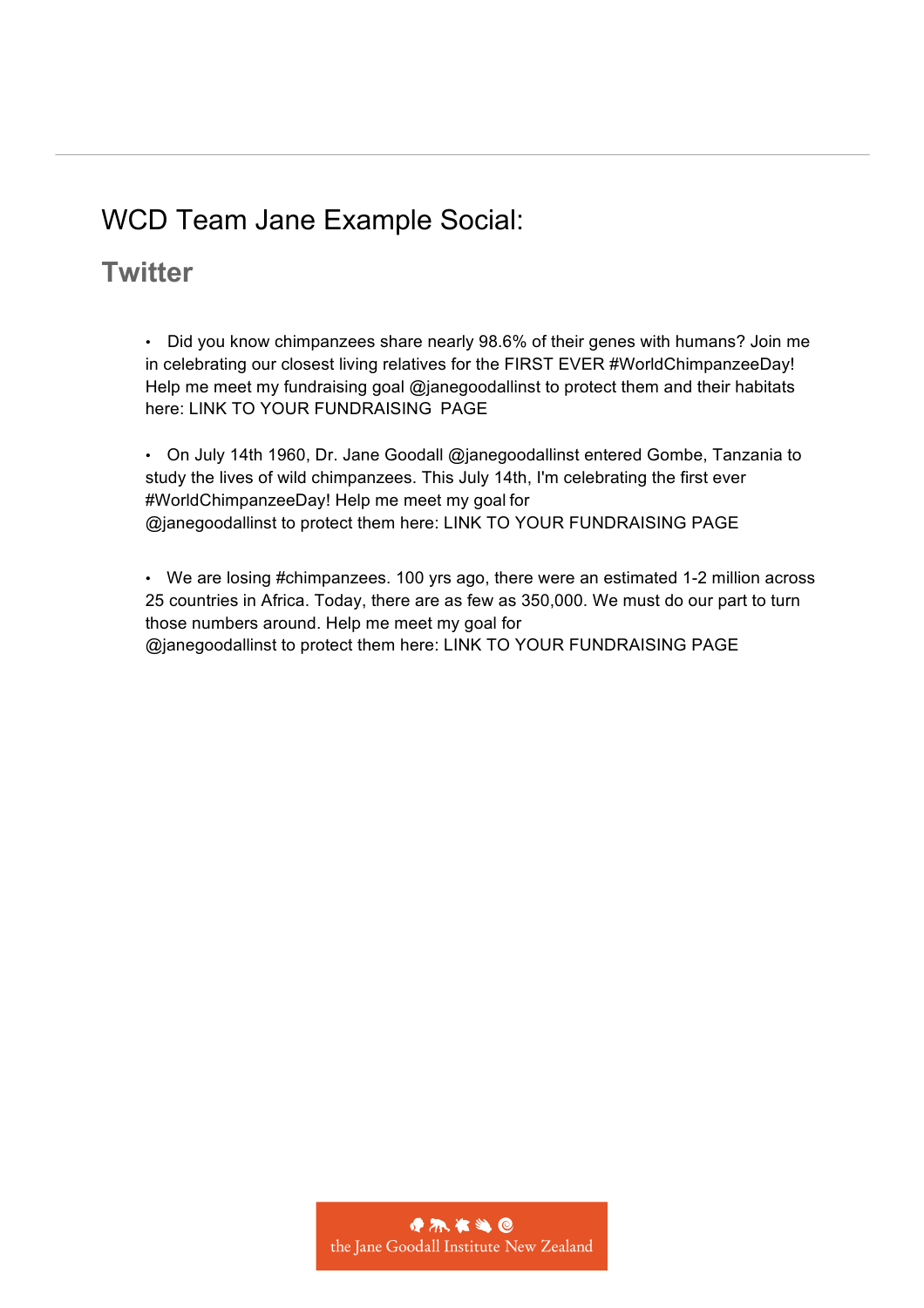# WCD Team Jane Example Social:

## Twitter

- Did you know chimpanzees share nearly 98.6% of their genes with humans? Join me in celebrating our closest living relatives for the FIRST EVER #WorldChimpanzeeDay! Help me meet my fundraising goal @janegoodallinst to protect them and their habitats here: LINK TO YOUR FUNDRAISING PAGE

- On July 14th 1960, Dr. Jane Goodall @janegoodallinst entered Gombe, Tanzania to study the lives of wild chimpanzees. This July 14th, I'm celebrating the first ever #WorldChimpanzeeDay! Help me meet my goal for @janegoodallinst to protect them here: LINK TO YOUR FUNDRAISING PAGE

- We are losing #chimpanzees. 100 yrs ago, there were an estimated 1-2 million across 25 countries in Africa. Today, there are as few as 350,000. We must do our part to turn those numbers around. Help me meet my goal for @janegoodallinst to protect them here: LINK TO YOUR FUNDRAISING PAGE

the Jane Goodall Institute New Zealand